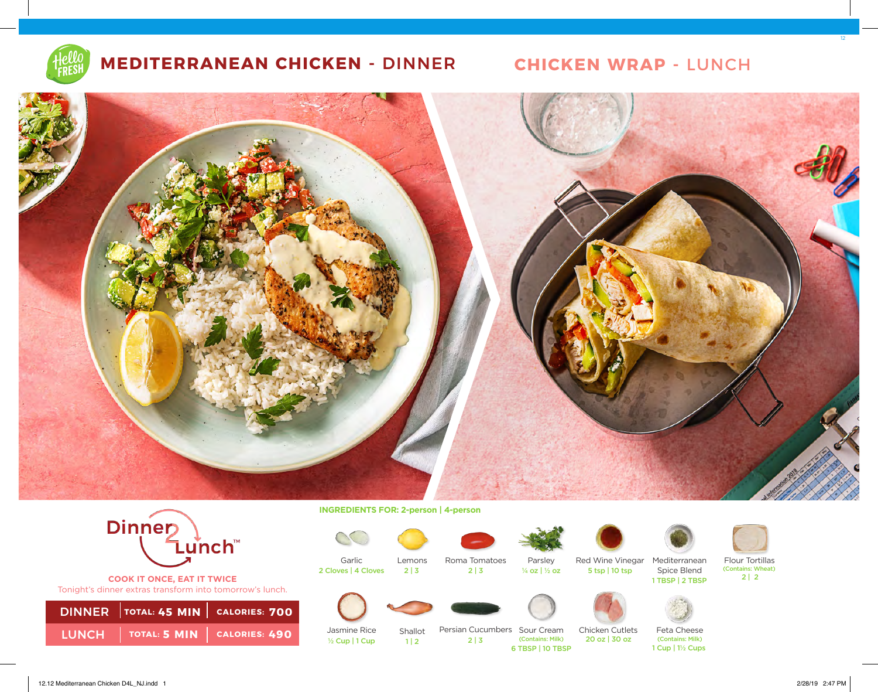# MEDITERRANEAN CHICKEN - DINNER

# CHICKEN WRAP - LUNCH

**Dinner2Lunch™**

**COOK IT ONCE, EAT IT TWICE**

Tonight's dinner extras transform into tomorrow's lunch.

| | | |
|---|---|---|
| DINNER | TOTAL: 45 MIN | CALORIES: 700 |
| LUNCH | TOTAL: 5 MIN | CALORIES: 490 |

**INGREDIENTS FOR: 2-person | 4-person**

- Garlic — 2 Cloves | 4 Cloves
- Lemons — 2 | 3
- Roma Tomatoes — 2 | 3
- Parsley — ¼ oz | ½ oz
- Red Wine Vinegar — 5 tsp | 10 tsp
- Mediterranean Spice Blend — 1 TBSP | 2 TBSP
- Flour Tortillas (Contains: Wheat) — 2 | 2
- Jasmine Rice — ½ Cup | 1 Cup
- Shallot — 1 | 2
- Persian Cucumbers — 2 | 3
- Sour Cream (Contains: Milk) — 6 TBSP | 10 TBSP
- Chicken Cutlets — 20 oz | 30 oz
- Feta Cheese (Contains: Milk) — 1 Cup | 1½ Cups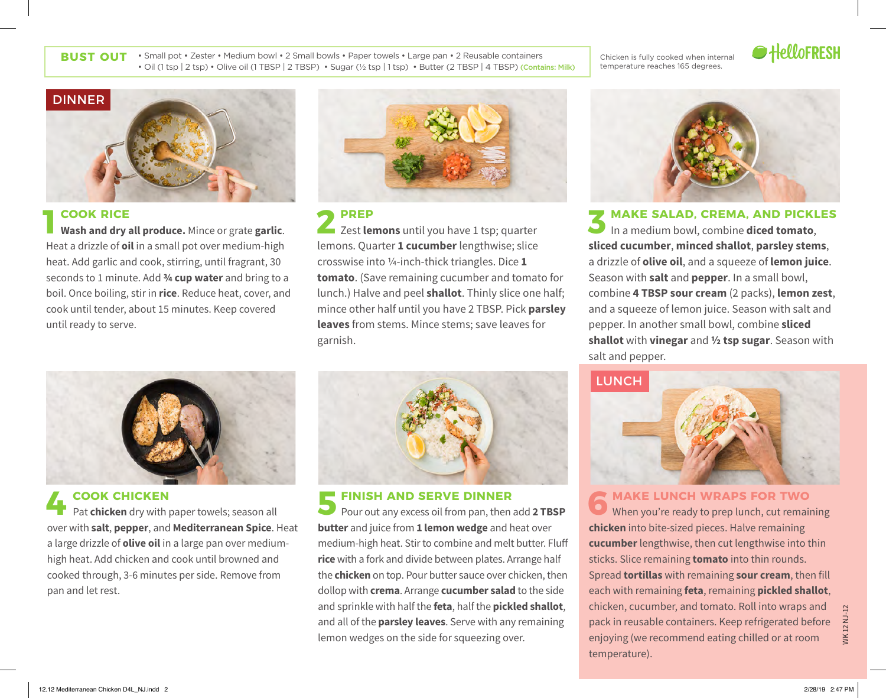**BUST OUT** • Small pot • Zester • Medium bowl • 2 Small bowls • Paper towels • Large pan • 2 Reusable containers
• Oil (1 tsp | 2 tsp) • Olive oil (1 TBSP | 2 TBSP) • Sugar (½ tsp | 1 tsp) • Butter (2 TBSP | 4 TBSP) (Contains: Milk)

Chicken is fully cooked when internal temperature reaches 165 degrees.

HelloFRESH

## DINNER

### 1 COOK RICE

**Wash and dry all produce.** Mince or grate **garlic**. Heat a drizzle of **oil** in a small pot over medium-high heat. Add garlic and cook, stirring, until fragrant, 30 seconds to 1 minute. Add **¾ cup water** and bring to a boil. Once boiling, stir in **rice**. Reduce heat, cover, and cook until tender, about 15 minutes. Keep covered until ready to serve.

### 2 PREP

Zest **lemons** until you have 1 tsp; quarter lemons. Quarter **1 cucumber** lengthwise; slice crosswise into ¼-inch-thick triangles. Dice **1 tomato**. (Save remaining cucumber and tomato for lunch.) Halve and peel **shallot**. Thinly slice one half; mince other half until you have 2 TBSP. Pick **parsley leaves** from stems. Mince stems; save leaves for garnish.

### 3 MAKE SALAD, CREMA, AND PICKLES

In a medium bowl, combine **diced tomato**, **sliced cucumber**, **minced shallot**, **parsley stems**, a drizzle of **olive oil**, and a squeeze of **lemon juice**. Season with **salt** and **pepper**. In a small bowl, combine **4 TBSP sour cream** (2 packs), **lemon zest**, and a squeeze of lemon juice. Season with salt and pepper. In another small bowl, combine **sliced shallot** with **vinegar** and **½ tsp sugar**. Season with salt and pepper.

### 4 COOK CHICKEN

Pat **chicken** dry with paper towels; season all over with **salt**, **pepper**, and **Mediterranean Spice**. Heat a large drizzle of **olive oil** in a large pan over medium-high heat. Add chicken and cook until browned and cooked through, 3-6 minutes per side. Remove from pan and let rest.

### 5 FINISH AND SERVE DINNER

Pour out any excess oil from pan, then add **2 TBSP butter** and juice from **1 lemon wedge** and heat over medium-high heat. Stir to combine and melt butter. Fluff **rice** with a fork and divide between plates. Arrange half the **chicken** on top. Pour butter sauce over chicken, then dollop with **crema**. Arrange **cucumber salad** to the side and sprinkle with half the **feta**, half the **pickled shallot**, and all of the **parsley leaves**. Serve with any remaining lemon wedges on the side for squeezing over.

## LUNCH

### 6 MAKE LUNCH WRAPS FOR TWO

When you're ready to prep lunch, cut remaining **chicken** into bite-sized pieces. Halve remaining **cucumber** lengthwise, then cut lengthwise into thin sticks. Slice remaining **tomato** into thin rounds. Spread **tortillas** with remaining **sour cream**, then fill each with remaining **feta**, remaining **pickled shallot**, chicken, cucumber, and tomato. Roll into wraps and pack in reusable containers. Keep refrigerated before enjoying (we recommend eating chilled or at room temperature).

WK 12 NJ-12